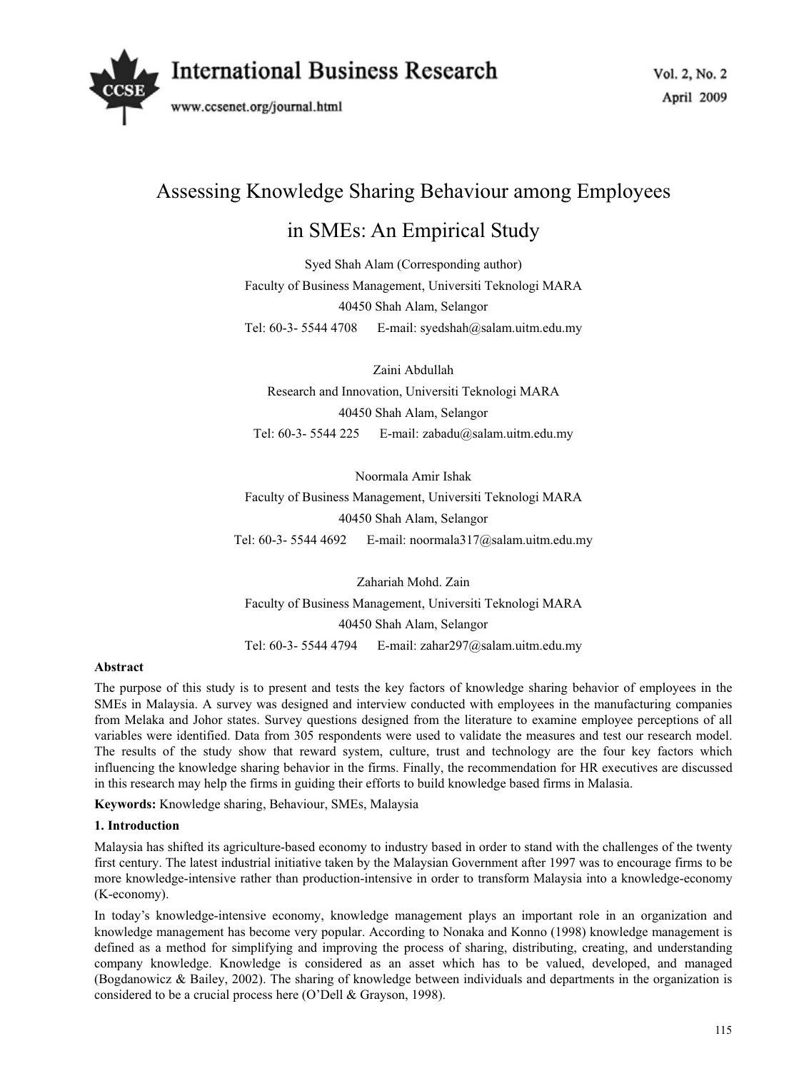# Assessing Knowledge Sharing Behaviour among Employees in SMEs: An Empirical Study

Syed Shah Alam (Corresponding author)
Faculty of Business Management, Universiti Teknologi MARA
40450 Shah Alam, Selangor
Tel: 60-3- 5544 4708  E-mail: syedshah@salam.uitm.edu.my

Zaini Abdullah
Research and Innovation, Universiti Teknologi MARA
40450 Shah Alam, Selangor
Tel: 60-3- 5544 225  E-mail: zabadu@salam.uitm.edu.my

Noormala Amir Ishak
Faculty of Business Management, Universiti Teknologi MARA
40450 Shah Alam, Selangor
Tel: 60-3- 5544 4692  E-mail: noormala317@salam.uitm.edu.my

Zahariah Mohd. Zain
Faculty of Business Management, Universiti Teknologi MARA
40450 Shah Alam, Selangor
Tel: 60-3- 5544 4794  E-mail: zahar297@salam.uitm.edu.my

**Abstract**

The purpose of this study is to present and tests the key factors of knowledge sharing behavior of employees in the SMEs in Malaysia. A survey was designed and interview conducted with employees in the manufacturing companies from Melaka and Johor states. Survey questions designed from the literature to examine employee perceptions of all variables were identified. Data from 305 respondents were used to validate the measures and test our research model. The results of the study show that reward system, culture, trust and technology are the four key factors which influencing the knowledge sharing behavior in the firms. Finally, the recommendation for HR executives are discussed in this research may help the firms in guiding their efforts to build knowledge based firms in Malasia.

**Keywords:** Knowledge sharing, Behaviour, SMEs, Malaysia

## 1. Introduction

Malaysia has shifted its agriculture-based economy to industry based in order to stand with the challenges of the twenty first century. The latest industrial initiative taken by the Malaysian Government after 1997 was to encourage firms to be more knowledge-intensive rather than production-intensive in order to transform Malaysia into a knowledge-economy (K-economy).

In today's knowledge-intensive economy, knowledge management plays an important role in an organization and knowledge management has become very popular. According to Nonaka and Konno (1998) knowledge management is defined as a method for simplifying and improving the process of sharing, distributing, creating, and understanding company knowledge. Knowledge is considered as an asset which has to be valued, developed, and managed (Bogdanowicz & Bailey, 2002). The sharing of knowledge between individuals and departments in the organization is considered to be a crucial process here (O'Dell & Grayson, 1998).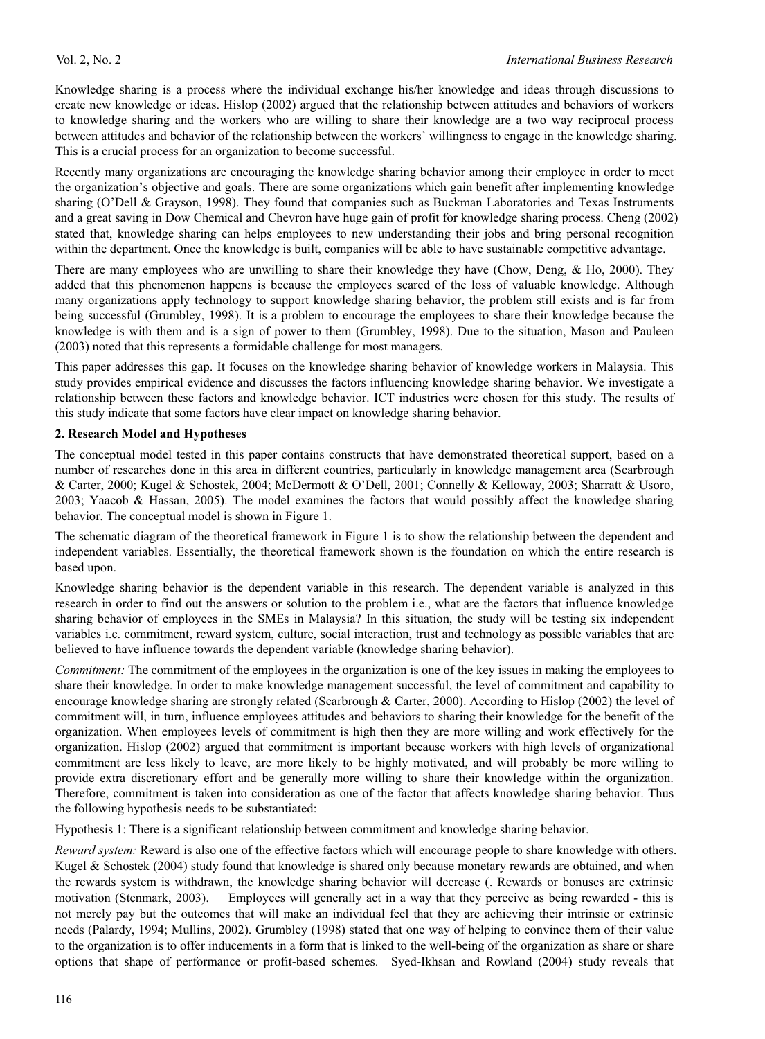Knowledge sharing is a process where the individual exchange his/her knowledge and ideas through discussions to create new knowledge or ideas. Hislop (2002) argued that the relationship between attitudes and behaviors of workers to knowledge sharing and the workers who are willing to share their knowledge are a two way reciprocal process between attitudes and behavior of the relationship between the workers' willingness to engage in the knowledge sharing. This is a crucial process for an organization to become successful.

Recently many organizations are encouraging the knowledge sharing behavior among their employee in order to meet the organization's objective and goals. There are some organizations which gain benefit after implementing knowledge sharing (O'Dell & Grayson, 1998). They found that companies such as Buckman Laboratories and Texas Instruments and a great saving in Dow Chemical and Chevron have huge gain of profit for knowledge sharing process. Cheng (2002) stated that, knowledge sharing can helps employees to new understanding their jobs and bring personal recognition within the department. Once the knowledge is built, companies will be able to have sustainable competitive advantage.

There are many employees who are unwilling to share their knowledge they have (Chow, Deng, & Ho, 2000). They added that this phenomenon happens is because the employees scared of the loss of valuable knowledge. Although many organizations apply technology to support knowledge sharing behavior, the problem still exists and is far from being successful (Grumbley, 1998). It is a problem to encourage the employees to share their knowledge because the knowledge is with them and is a sign of power to them (Grumbley, 1998). Due to the situation, Mason and Pauleen (2003) noted that this represents a formidable challenge for most managers.

This paper addresses this gap. It focuses on the knowledge sharing behavior of knowledge workers in Malaysia. This study provides empirical evidence and discusses the factors influencing knowledge sharing behavior. We investigate a relationship between these factors and knowledge behavior. ICT industries were chosen for this study. The results of this study indicate that some factors have clear impact on knowledge sharing behavior.

## 2. Research Model and Hypotheses

The conceptual model tested in this paper contains constructs that have demonstrated theoretical support, based on a number of researches done in this area in different countries, particularly in knowledge management area (Scarbrough & Carter, 2000; Kugel & Schostek, 2004; McDermott & O'Dell, 2001; Connelly & Kelloway, 2003; Sharratt & Usoro, 2003; Yaacob & Hassan, 2005). The model examines the factors that would possibly affect the knowledge sharing behavior. The conceptual model is shown in Figure 1.

The schematic diagram of the theoretical framework in Figure 1 is to show the relationship between the dependent and independent variables. Essentially, the theoretical framework shown is the foundation on which the entire research is based upon.

Knowledge sharing behavior is the dependent variable in this research. The dependent variable is analyzed in this research in order to find out the answers or solution to the problem i.e., what are the factors that influence knowledge sharing behavior of employees in the SMEs in Malaysia? In this situation, the study will be testing six independent variables i.e. commitment, reward system, culture, social interaction, trust and technology as possible variables that are believed to have influence towards the dependent variable (knowledge sharing behavior).

*Commitment:* The commitment of the employees in the organization is one of the key issues in making the employees to share their knowledge. In order to make knowledge management successful, the level of commitment and capability to encourage knowledge sharing are strongly related (Scarbrough & Carter, 2000). According to Hislop (2002) the level of commitment will, in turn, influence employees attitudes and behaviors to sharing their knowledge for the benefit of the organization. When employees levels of commitment is high then they are more willing and work effectively for the organization. Hislop (2002) argued that commitment is important because workers with high levels of organizational commitment are less likely to leave, are more likely to be highly motivated, and will probably be more willing to provide extra discretionary effort and be generally more willing to share their knowledge within the organization. Therefore, commitment is taken into consideration as one of the factor that affects knowledge sharing behavior. Thus the following hypothesis needs to be substantiated:

Hypothesis 1: There is a significant relationship between commitment and knowledge sharing behavior.

*Reward system:* Reward is also one of the effective factors which will encourage people to share knowledge with others. Kugel & Schostek (2004) study found that knowledge is shared only because monetary rewards are obtained, and when the rewards system is withdrawn, the knowledge sharing behavior will decrease (. Rewards or bonuses are extrinsic motivation (Stenmark, 2003). Employees will generally act in a way that they perceive as being rewarded - this is not merely pay but the outcomes that will make an individual feel that they are achieving their intrinsic or extrinsic needs (Palardy, 1994; Mullins, 2002). Grumbley (1998) stated that one way of helping to convince them of their value to the organization is to offer inducements in a form that is linked to the well-being of the organization as share or share options that shape of performance or profit-based schemes. Syed-Ikhsan and Rowland (2004) study reveals that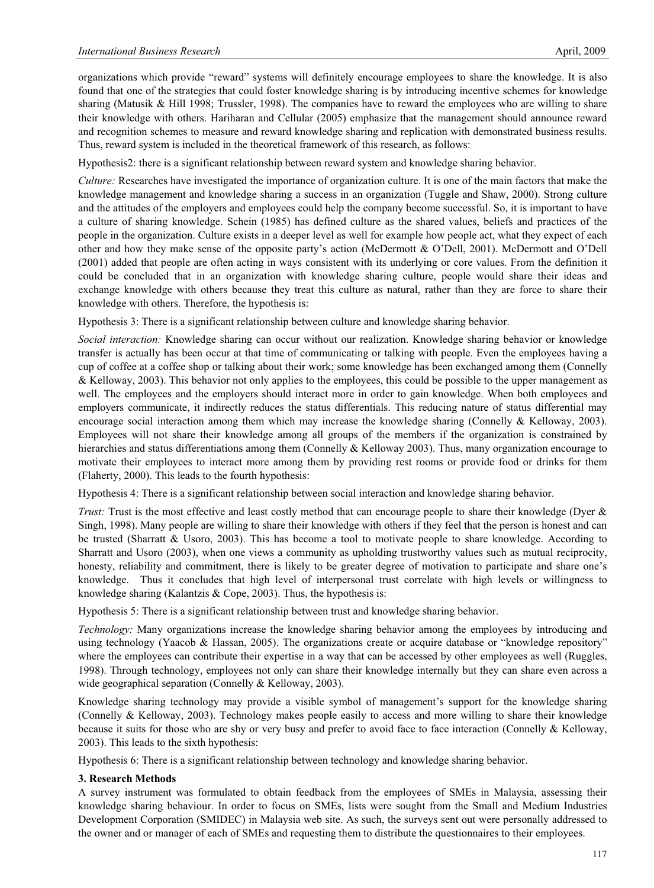organizations which provide "reward" systems will definitely encourage employees to share the knowledge. It is also found that one of the strategies that could foster knowledge sharing is by introducing incentive schemes for knowledge sharing (Matusik & Hill 1998; Trussler, 1998). The companies have to reward the employees who are willing to share their knowledge with others. Hariharan and Cellular (2005) emphasize that the management should announce reward and recognition schemes to measure and reward knowledge sharing and replication with demonstrated business results. Thus, reward system is included in the theoretical framework of this research, as follows:

Hypothesis2: there is a significant relationship between reward system and knowledge sharing behavior.

*Culture:* Researches have investigated the importance of organization culture. It is one of the main factors that make the knowledge management and knowledge sharing a success in an organization (Tuggle and Shaw, 2000). Strong culture and the attitudes of the employers and employees could help the company become successful. So, it is important to have a culture of sharing knowledge. Schein (1985) has defined culture as the shared values, beliefs and practices of the people in the organization. Culture exists in a deeper level as well for example how people act, what they expect of each other and how they make sense of the opposite party's action (McDermott & O'Dell, 2001). McDermott and O'Dell (2001) added that people are often acting in ways consistent with its underlying or core values. From the definition it could be concluded that in an organization with knowledge sharing culture, people would share their ideas and exchange knowledge with others because they treat this culture as natural, rather than they are force to share their knowledge with others. Therefore, the hypothesis is:

Hypothesis 3: There is a significant relationship between culture and knowledge sharing behavior.

*Social interaction:* Knowledge sharing can occur without our realization. Knowledge sharing behavior or knowledge transfer is actually has been occur at that time of communicating or talking with people. Even the employees having a cup of coffee at a coffee shop or talking about their work; some knowledge has been exchanged among them (Connelly & Kelloway, 2003). This behavior not only applies to the employees, this could be possible to the upper management as well. The employees and the employers should interact more in order to gain knowledge. When both employees and employers communicate, it indirectly reduces the status differentials. This reducing nature of status differential may encourage social interaction among them which may increase the knowledge sharing (Connelly & Kelloway, 2003). Employees will not share their knowledge among all groups of the members if the organization is constrained by hierarchies and status differentiations among them (Connelly & Kelloway 2003). Thus, many organization encourage to motivate their employees to interact more among them by providing rest rooms or provide food or drinks for them (Flaherty, 2000). This leads to the fourth hypothesis:

Hypothesis 4: There is a significant relationship between social interaction and knowledge sharing behavior.

*Trust:* Trust is the most effective and least costly method that can encourage people to share their knowledge (Dyer & Singh, 1998). Many people are willing to share their knowledge with others if they feel that the person is honest and can be trusted (Sharratt & Usoro, 2003). This has become a tool to motivate people to share knowledge. According to Sharratt and Usoro (2003), when one views a community as upholding trustworthy values such as mutual reciprocity, honesty, reliability and commitment, there is likely to be greater degree of motivation to participate and share one's knowledge. Thus it concludes that high level of interpersonal trust correlate with high levels or willingness to knowledge sharing (Kalantzis & Cope, 2003). Thus, the hypothesis is:

Hypothesis 5: There is a significant relationship between trust and knowledge sharing behavior.

*Technology:* Many organizations increase the knowledge sharing behavior among the employees by introducing and using technology (Yaacob & Hassan, 2005). The organizations create or acquire database or "knowledge repository" where the employees can contribute their expertise in a way that can be accessed by other employees as well (Ruggles, 1998). Through technology, employees not only can share their knowledge internally but they can share even across a wide geographical separation (Connelly & Kelloway, 2003).

Knowledge sharing technology may provide a visible symbol of management's support for the knowledge sharing (Connelly & Kelloway, 2003). Technology makes people easily to access and more willing to share their knowledge because it suits for those who are shy or very busy and prefer to avoid face to face interaction (Connelly & Kelloway, 2003). This leads to the sixth hypothesis:

Hypothesis 6: There is a significant relationship between technology and knowledge sharing behavior.

## 3. Research Methods

A survey instrument was formulated to obtain feedback from the employees of SMEs in Malaysia, assessing their knowledge sharing behaviour. In order to focus on SMEs, lists were sought from the Small and Medium Industries Development Corporation (SMIDEC) in Malaysia web site. As such, the surveys sent out were personally addressed to the owner and or manager of each of SMEs and requesting them to distribute the questionnaires to their employees.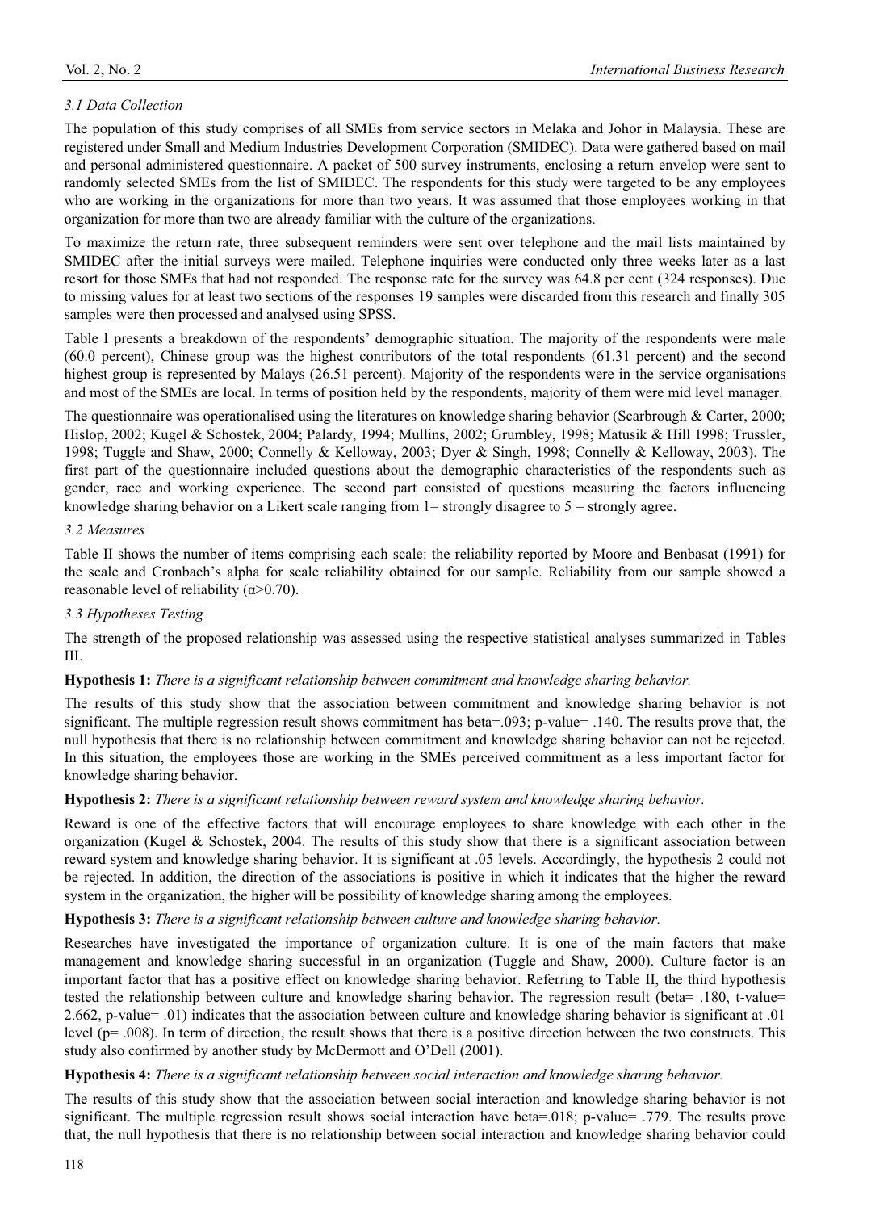### 3.1 Data Collection

The population of this study comprises of all SMEs from service sectors in Melaka and Johor in Malaysia. These are registered under Small and Medium Industries Development Corporation (SMIDEC). Data were gathered based on mail and personal administered questionnaire. A packet of 500 survey instruments, enclosing a return envelop were sent to randomly selected SMEs from the list of SMIDEC. The respondents for this study were targeted to be any employees who are working in the organizations for more than two years. It was assumed that those employees working in that organization for more than two are already familiar with the culture of the organizations.

To maximize the return rate, three subsequent reminders were sent over telephone and the mail lists maintained by SMIDEC after the initial surveys were mailed. Telephone inquiries were conducted only three weeks later as a last resort for those SMEs that had not responded. The response rate for the survey was 64.8 per cent (324 responses). Due to missing values for at least two sections of the responses 19 samples were discarded from this research and finally 305 samples were then processed and analysed using SPSS.

Table I presents a breakdown of the respondents' demographic situation. The majority of the respondents were male (60.0 percent), Chinese group was the highest contributors of the total respondents (61.31 percent) and the second highest group is represented by Malays (26.51 percent). Majority of the respondents were in the service organisations and most of the SMEs are local. In terms of position held by the respondents, majority of them were mid level manager.

The questionnaire was operationalised using the literatures on knowledge sharing behavior (Scarbrough & Carter, 2000; Hislop, 2002; Kugel & Schostek, 2004; Palardy, 1994; Mullins, 2002; Grumbley, 1998; Matusik & Hill 1998; Trussler, 1998; Tuggle and Shaw, 2000; Connelly & Kelloway, 2003; Dyer & Singh, 1998; Connelly & Kelloway, 2003). The first part of the questionnaire included questions about the demographic characteristics of the respondents such as gender, race and working experience. The second part consisted of questions measuring the factors influencing knowledge sharing behavior on a Likert scale ranging from 1= strongly disagree to 5 = strongly agree.

### 3.2 Measures

Table II shows the number of items comprising each scale: the reliability reported by Moore and Benbasat (1991) for the scale and Cronbach's alpha for scale reliability obtained for our sample. Reliability from our sample showed a reasonable level of reliability ($\alpha$>0.70).

### 3.3 Hypotheses Testing

The strength of the proposed relationship was assessed using the respective statistical analyses summarized in Tables III.

**Hypothesis 1:** *There is a significant relationship between commitment and knowledge sharing behavior.*

The results of this study show that the association between commitment and knowledge sharing behavior is not significant. The multiple regression result shows commitment has beta=.093; p-value= .140. The results prove that, the null hypothesis that there is no relationship between commitment and knowledge sharing behavior can not be rejected. In this situation, the employees those are working in the SMEs perceived commitment as a less important factor for knowledge sharing behavior.

**Hypothesis 2:** *There is a significant relationship between reward system and knowledge sharing behavior.*

Reward is one of the effective factors that will encourage employees to share knowledge with each other in the organization (Kugel & Schostek, 2004. The results of this study show that there is a significant association between reward system and knowledge sharing behavior. It is significant at .05 levels. Accordingly, the hypothesis 2 could not be rejected. In addition, the direction of the associations is positive in which it indicates that the higher the reward system in the organization, the higher will be possibility of knowledge sharing among the employees.

**Hypothesis 3:** *There is a significant relationship between culture and knowledge sharing behavior.*

Researches have investigated the importance of organization culture. It is one of the main factors that make management and knowledge sharing successful in an organization (Tuggle and Shaw, 2000). Culture factor is an important factor that has a positive effect on knowledge sharing behavior. Referring to Table II, the third hypothesis tested the relationship between culture and knowledge sharing behavior. The regression result (beta= .180, t-value= 2.662, p-value= .01) indicates that the association between culture and knowledge sharing behavior is significant at .01 level (p= .008). In term of direction, the result shows that there is a positive direction between the two constructs. This study also confirmed by another study by McDermott and O'Dell (2001).

**Hypothesis 4:** *There is a significant relationship between social interaction and knowledge sharing behavior.*

The results of this study show that the association between social interaction and knowledge sharing behavior is not significant. The multiple regression result shows social interaction have beta=.018; p-value= .779. The results prove that, the null hypothesis that there is no relationship between social interaction and knowledge sharing behavior could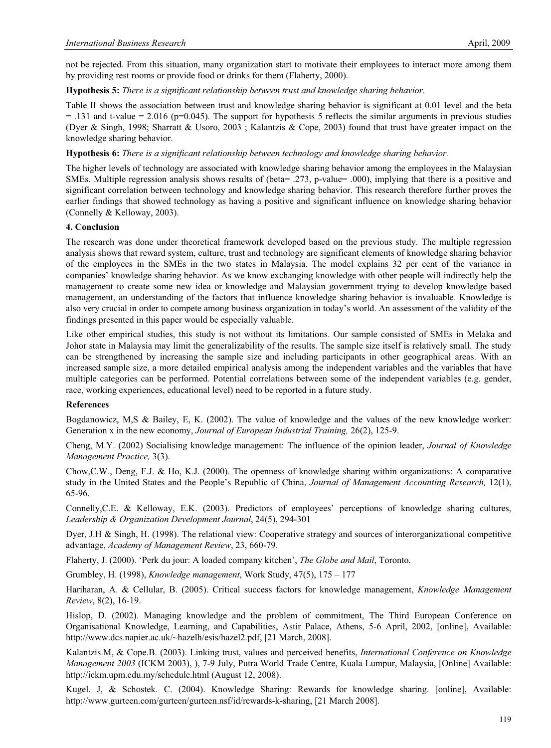not be rejected. From this situation, many organization start to motivate their employees to interact more among them by providing rest rooms or provide food or drinks for them (Flaherty, 2000).

**Hypothesis 5:** *There is a significant relationship between trust and knowledge sharing behavior.*

Table II shows the association between trust and knowledge sharing behavior is significant at 0.01 level and the beta = .131 and t-value = 2.016 (p=0.045). The support for hypothesis 5 reflects the similar arguments in previous studies (Dyer & Singh, 1998; Sharratt & Usoro, 2003 ; Kalantzis & Cope, 2003) found that trust have greater impact on the knowledge sharing behavior.

**Hypothesis 6:** *There is a significant relationship between technology and knowledge sharing behavior.*

The higher levels of technology are associated with knowledge sharing behavior among the employees in the Malaysian SMEs. Multiple regression analysis shows results of (beta= .273, p-value= .000), implying that there is a positive and significant correlation between technology and knowledge sharing behavior. This research therefore further proves the earlier findings that showed technology as having a positive and significant influence on knowledge sharing behavior (Connelly & Kelloway, 2003).

## 4. Conclusion

The research was done under theoretical framework developed based on the previous study. The multiple regression analysis shows that reward system, culture, trust and technology are significant elements of knowledge sharing behavior of the employees in the SMEs in the two states in Malaysia. The model explains 32 per cent of the variance in companies' knowledge sharing behavior. As we know exchanging knowledge with other people will indirectly help the management to create some new idea or knowledge and Malaysian government trying to develop knowledge based management, an understanding of the factors that influence knowledge sharing behavior is invaluable. Knowledge is also very crucial in order to compete among business organization in today's world. An assessment of the validity of the findings presented in this paper would be especially valuable.

Like other empirical studies, this study is not without its limitations. Our sample consisted of SMEs in Melaka and Johor state in Malaysia may limit the generalizability of the results. The sample size itself is relatively small. The study can be strengthened by increasing the sample size and including participants in other geographical areas. With an increased sample size, a more detailed empirical analysis among the independent variables and the variables that have multiple categories can be performed. Potential correlations between some of the independent variables (e.g. gender, race, working experiences, educational level) need to be reported in a future study.

## References

Bogdanowicz, M,S & Bailey, E, K. (2002). The value of knowledge and the values of the new knowledge worker: Generation x in the new economy, *Journal of European Industrial Training,* 26(2), 125-9.

Cheng, M.Y. (2002) Socialising knowledge management: The influence of the opinion leader, *Journal of Knowledge Management Practice,* 3(3).

Chow,C.W., Deng, F.J. & Ho, K.J. (2000). The openness of knowledge sharing within organizations: A comparative study in the United States and the People's Republic of China, *Journal of Management Accounting Research,* 12(1), 65-96.

Connelly,C.E. & Kelloway, E.K. (2003). Predictors of employees' perceptions of knowledge sharing cultures, *Leadership & Organization Development Journal*, 24(5), 294-301

Dyer, J.H & Singh, H. (1998). The relational view: Cooperative strategy and sources of interorganizational competitive advantage, *Academy of Management Review*, 23, 660-79.

Flaherty, J. (2000). 'Perk du jour: A loaded company kitchen', *The Globe and Mail*, Toronto.

Grumbley, H. (1998), *Knowledge management*, Work Study, 47(5), 175 – 177

Hariharan, A. & Cellular, B. (2005). Critical success factors for knowledge management, *Knowledge Management Review*, 8(2), 16-19.

Hislop, D. (2002). Managing knowledge and the problem of commitment, The Third European Conference on Organisational Knowledge, Learning, and Capabilities, Astir Palace, Athens, 5-6 April, 2002, [online], Available: http://www.dcs.napier.ac.uk/~hazelh/esis/hazel2.pdf, [21 March, 2008].

Kalantzis.M, & Cope.B. (2003). Linking trust, values and perceived benefits, *International Conference on Knowledge Management 2003* (ICKM 2003), ), 7-9 July, Putra World Trade Centre, Kuala Lumpur, Malaysia, [Online] Available: http://ickm.upm.edu.my/schedule.html (August 12, 2008).

Kugel. J, & Schostek. C. (2004). Knowledge Sharing: Rewards for knowledge sharing. [online], Available: http://www.gurteen.com/gurteen/gurteen.nsf/id/rewards-k-sharing, [21 March 2008].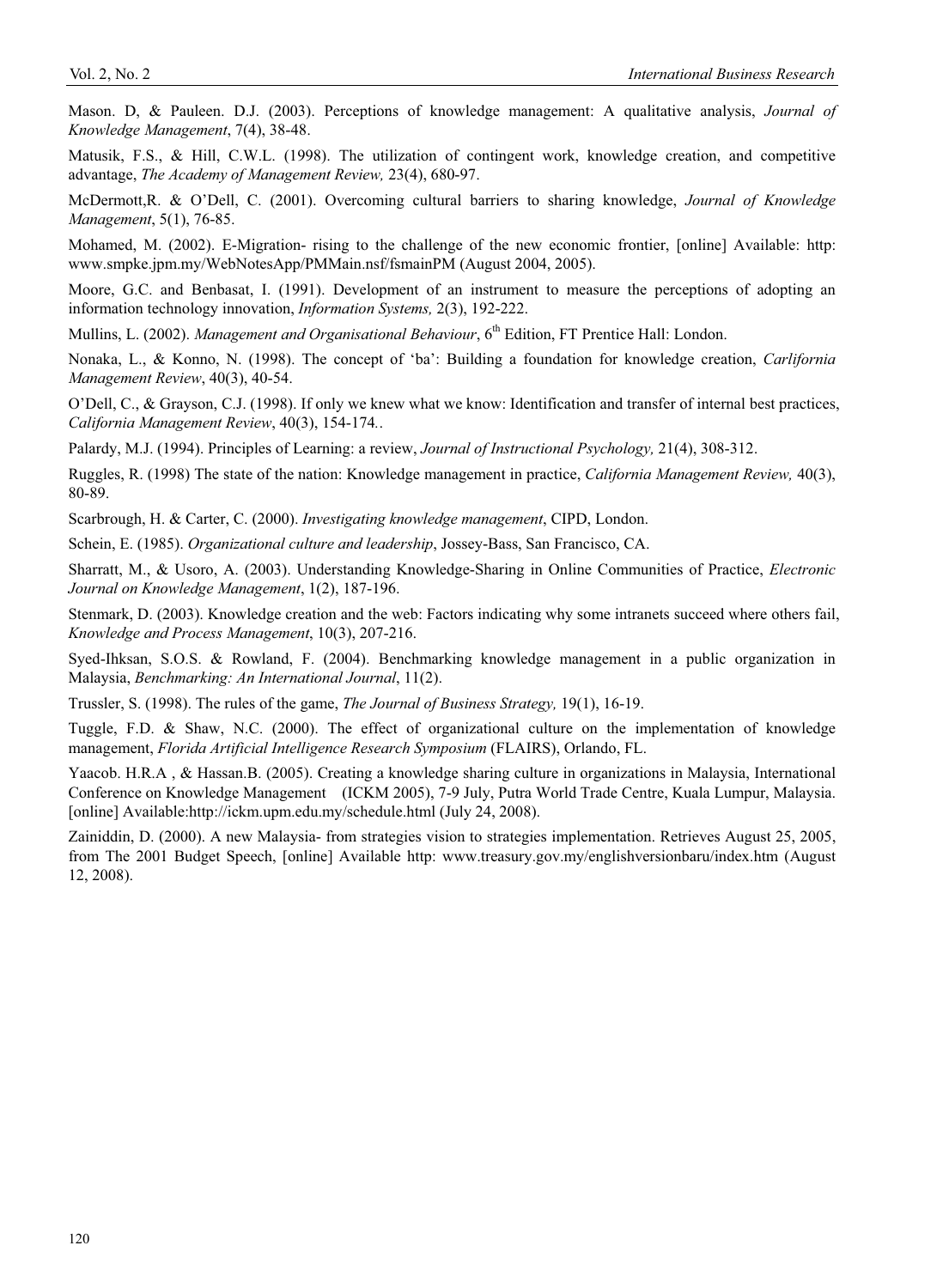Mason. D, & Pauleen. D.J. (2003). Perceptions of knowledge management: A qualitative analysis, *Journal of Knowledge Management*, 7(4), 38-48.

Matusik, F.S., & Hill, C.W.L. (1998). The utilization of contingent work, knowledge creation, and competitive advantage, *The Academy of Management Review,* 23(4), 680-97.

McDermott,R. & O'Dell, C. (2001). Overcoming cultural barriers to sharing knowledge, *Journal of Knowledge Management*, 5(1), 76-85.

Mohamed, M. (2002). E-Migration- rising to the challenge of the new economic frontier, [online] Available: http: www.smpke.jpm.my/WebNotesApp/PMMain.nsf/fsmainPM (August 2004, 2005).

Moore, G.C. and Benbasat, I. (1991). Development of an instrument to measure the perceptions of adopting an information technology innovation, *Information Systems,* 2(3), 192-222.

Mullins, L. (2002). *Management and Organisational Behaviour*, 6th Edition, FT Prentice Hall: London.

Nonaka, L., & Konno, N. (1998). The concept of 'ba': Building a foundation for knowledge creation, *Carlifornia Management Review*, 40(3), 40-54.

O'Dell, C., & Grayson, C.J. (1998). If only we knew what we know: Identification and transfer of internal best practices, *California Management Review*, 40(3), 154-174..

Palardy, M.J. (1994). Principles of Learning: a review, *Journal of Instructional Psychology,* 21(4), 308-312.

Ruggles, R. (1998) The state of the nation: Knowledge management in practice, *California Management Review,* 40(3), 80-89.

Scarbrough, H. & Carter, C. (2000). *Investigating knowledge management*, CIPD, London.

Schein, E. (1985). *Organizational culture and leadership*, Jossey-Bass, San Francisco, CA.

Sharratt, M., & Usoro, A. (2003). Understanding Knowledge-Sharing in Online Communities of Practice, *Electronic Journal on Knowledge Management*, 1(2), 187-196.

Stenmark, D. (2003). Knowledge creation and the web: Factors indicating why some intranets succeed where others fail, *Knowledge and Process Management*, 10(3), 207-216.

Syed-Ihksan, S.O.S. & Rowland, F. (2004). Benchmarking knowledge management in a public organization in Malaysia, *Benchmarking: An International Journal*, 11(2).

Trussler, S. (1998). The rules of the game, *The Journal of Business Strategy,* 19(1), 16-19.

Tuggle, F.D. & Shaw, N.C. (2000). The effect of organizational culture on the implementation of knowledge management, *Florida Artificial Intelligence Research Symposium* (FLAIRS), Orlando, FL.

Yaacob. H.R.A , & Hassan.B. (2005). Creating a knowledge sharing culture in organizations in Malaysia, International Conference on Knowledge Management (ICKM 2005), 7-9 July, Putra World Trade Centre, Kuala Lumpur, Malaysia. [online] Available:http://ickm.upm.edu.my/schedule.html (July 24, 2008).

Zainiddin, D. (2000). A new Malaysia- from strategies vision to strategies implementation. Retrieves August 25, 2005, from The 2001 Budget Speech, [online] Available http: www.treasury.gov.my/englishversionbaru/index.htm (August 12, 2008).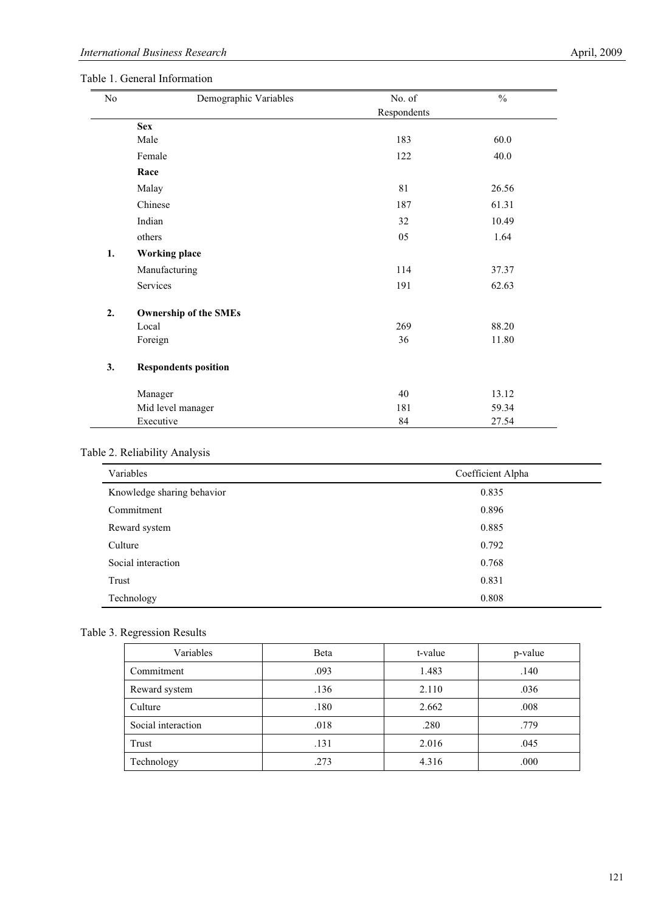Table 1. General Information

| No | Demographic Variables | No. of Respondents | % |
|---|---|---|---|
| | **Sex** | | |
| | Male | 183 | 60.0 |
| | Female | 122 | 40.0 |
| | **Race** | | |
| | Malay | 81 | 26.56 |
| | Chinese | 187 | 61.31 |
| | Indian | 32 | 10.49 |
| | others | 05 | 1.64 |
| **1.** | **Working place** | | |
| | Manufacturing | 114 | 37.37 |
| | Services | 191 | 62.63 |
| **2.** | **Ownership of the SMEs** | | |
| | Local | 269 | 88.20 |
| | Foreign | 36 | 11.80 |
| **3.** | **Respondents position** | | |
| | Manager | 40 | 13.12 |
| | Mid level manager | 181 | 59.34 |
| | Executive | 84 | 27.54 |

Table 2. Reliability Analysis

| Variables | Coefficient Alpha |
|---|---|
| Knowledge sharing behavior | 0.835 |
| Commitment | 0.896 |
| Reward system | 0.885 |
| Culture | 0.792 |
| Social interaction | 0.768 |
| Trust | 0.831 |
| Technology | 0.808 |

Table 3. Regression Results

| Variables | Beta | t-value | p-value |
|---|---|---|---|
| Commitment | .093 | 1.483 | .140 |
| Reward system | .136 | 2.110 | .036 |
| Culture | .180 | 2.662 | .008 |
| Social interaction | .018 | .280 | .779 |
| Trust | .131 | 2.016 | .045 |
| Technology | .273 | 4.316 | .000 |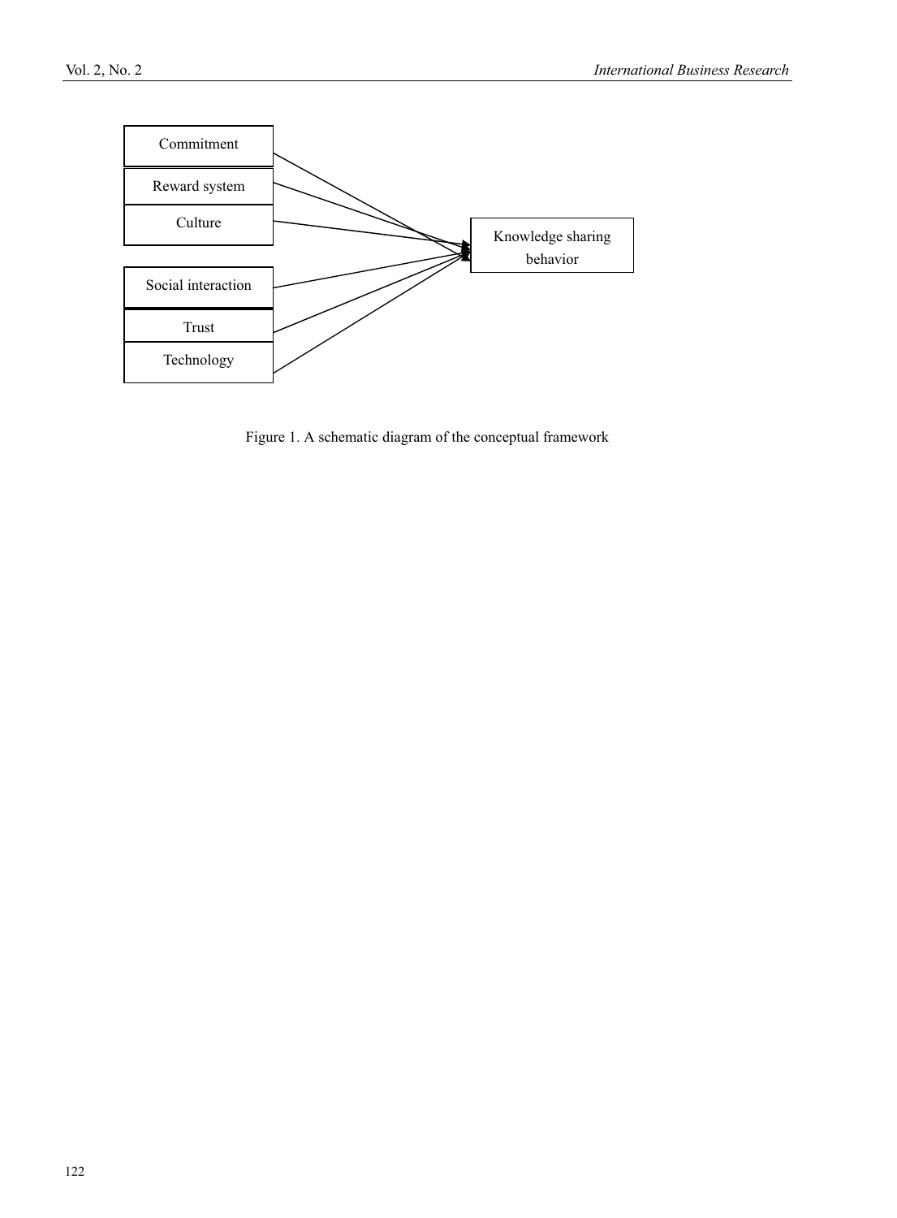Commitment

Reward system

Culture

Social interaction

Trust

Technology

Knowledge sharing behavior

Figure 1. A schematic diagram of the conceptual framework